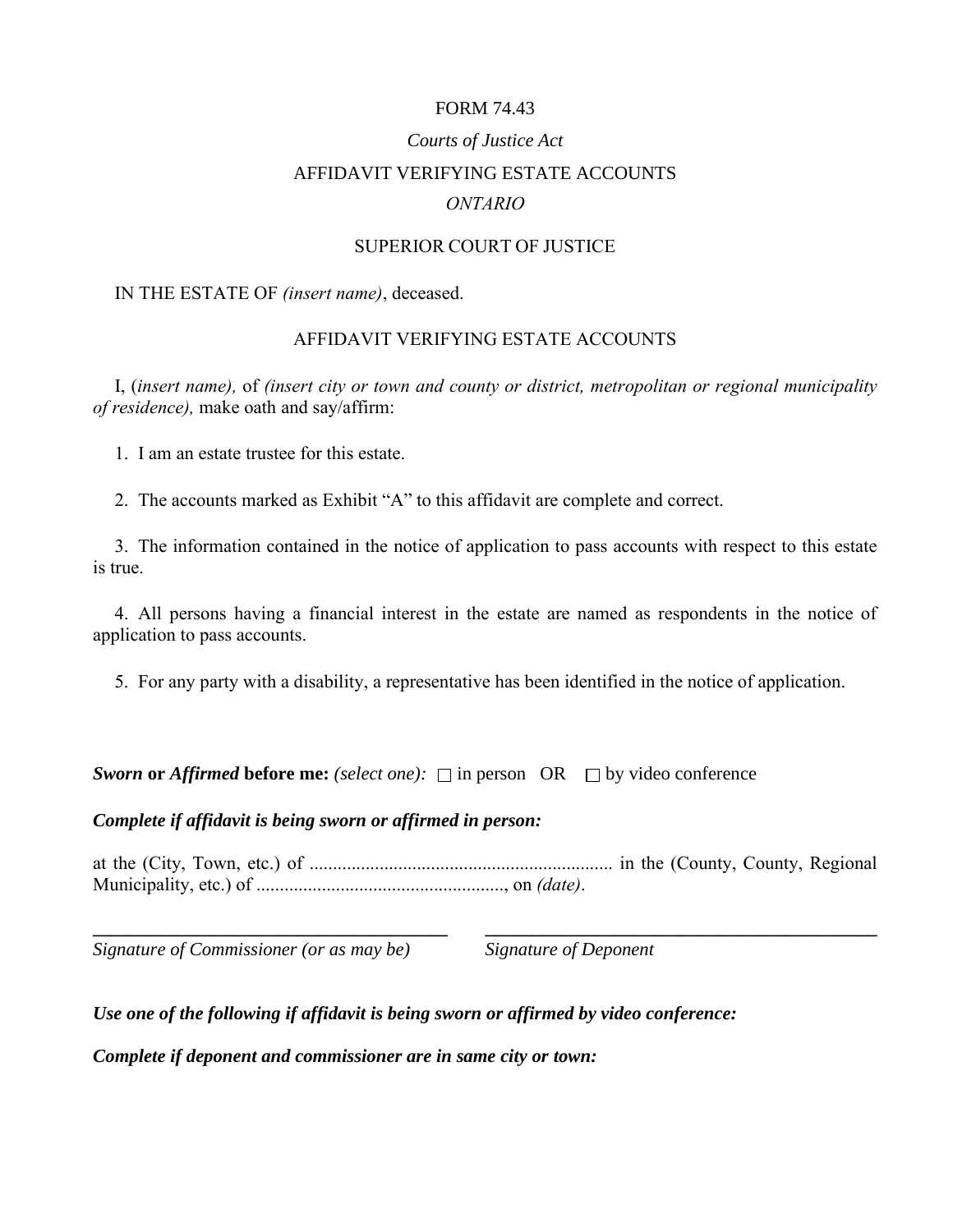FORM 74.43

*Courts of Justice Act*

AFFIDAVIT VERIFYING ESTATE ACCOUNTS

*ONTARIO*

SUPERIOR COURT OF JUSTICE

IN THE ESTATE OF *(insert name)*, deceased.

AFFIDAVIT VERIFYING ESTATE ACCOUNTS

I, (*insert name),* of *(insert city or town and county or district, metropolitan or regional municipality of residence),* make oath and say/affirm:

1. I am an estate trustee for this estate.

2. The accounts marked as Exhibit "A" to this affidavit are complete and correct.

3. The information contained in the notice of application to pass accounts with respect to this estate is true.

4. All persons having a financial interest in the estate are named as respondents in the notice of application to pass accounts.

5. For any party with a disability, a representative has been identified in the notice of application.

***Sworn* or *Affirmed* before me:** *(select one):* ☐ in person OR ☐ by video conference

***Complete if affidavit is being sworn or affirmed in person:***

at the (City, Town, etc.) of ................................................................ in the (County, County, Regional Municipality, etc.) of ....................................................., on *(date)*.

| ___________________________________ | ___________________________________ |
|---|---|
| *Signature of Commissioner (or as may be)* | *Signature of Deponent* |

***Use one of the following if affidavit is being sworn or affirmed by video conference:***

***Complete if deponent and commissioner are in same city or town:***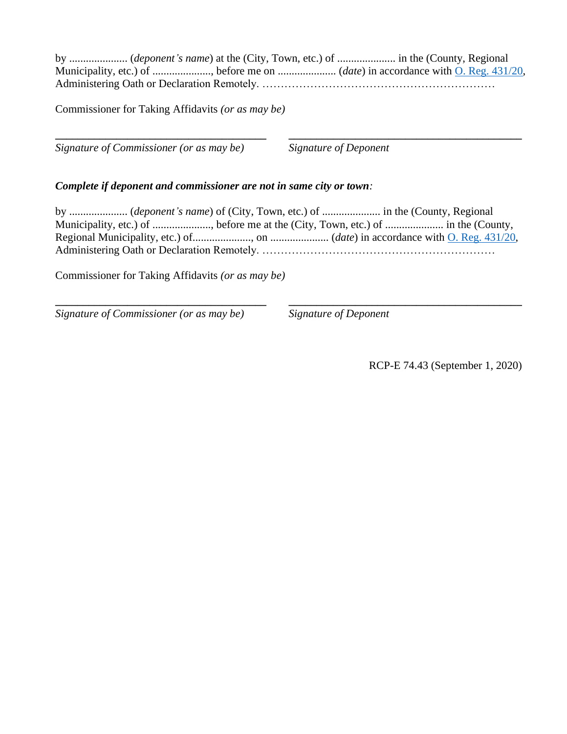by ..................... (*deponent's name*) at the (City, Town, etc.) of ..................... in the (County, Regional Municipality, etc.) of ....................., before me on ..................... (*date*) in accordance with [O. Reg. 431/20](), Administering Oath or Declaration Remotely. ………………………………………………………

Commissioner for Taking Affidavits *(or as may be)*

| | |
|---|---|
| ______________________________ | ______________________________ |
| *Signature of Commissioner (or as may be)* | *Signature of Deponent* |

***Complete if deponent and commissioner are not in same city or town:***

by ..................... (*deponent's name*) of (City, Town, etc.) of ..................... in the (County, Regional Municipality, etc.) of ....................., before me at the (City, Town, etc.) of ..................... in the (County, Regional Municipality, etc.) of....................., on ..................... (*date*) in accordance with [O. Reg. 431/20](), Administering Oath or Declaration Remotely. ………………………………………………………

Commissioner for Taking Affidavits *(or as may be)*

| | |
|---|---|
| ______________________________ | ______________________________ |
| *Signature of Commissioner (or as may be)* | *Signature of Deponent* |

RCP-E 74.43 (September 1, 2020)